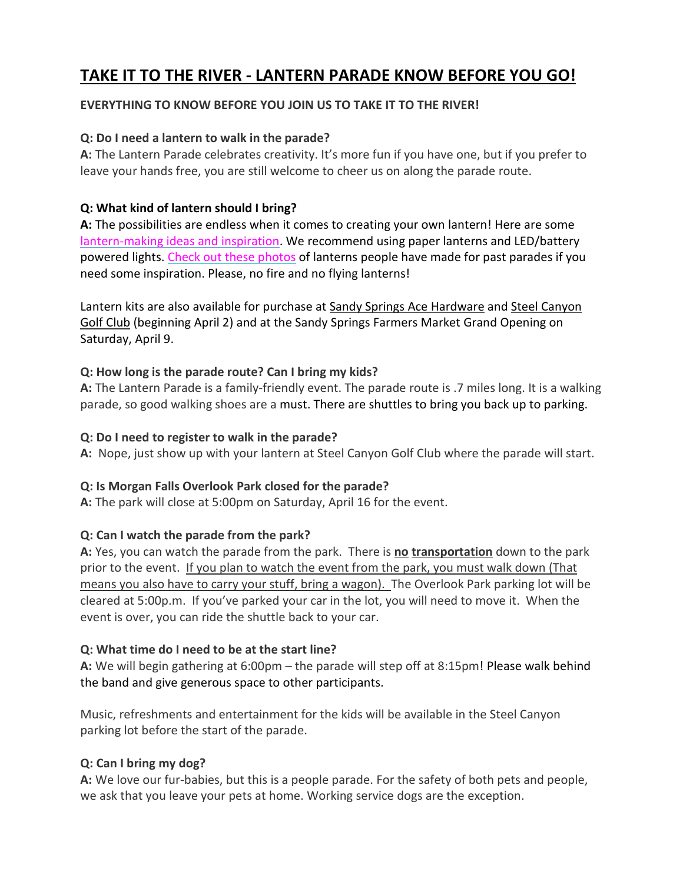# TAKE IT TO THE RIVER - LANTERN PARADE KNOW BEFORE YOU GO!

**EVERYTHING TO KNOW BEFORE YOU JOIN US TO TAKE IT TO THE RIVER!**

**Q: Do I need a lantern to walk in the parade?**
**A:** The Lantern Parade celebrates creativity. It's more fun if you have one, but if you prefer to leave your hands free, you are still welcome to cheer us on along the parade route.

**Q: What kind of lantern should I bring?**
**A:** The possibilities are endless when it comes to creating your own lantern! Here are some lantern-making ideas and inspiration. We recommend using paper lanterns and LED/battery powered lights. Check out these photos of lanterns people have made for past parades if you need some inspiration. Please, no fire and no flying lanterns!

Lantern kits are also available for purchase at Sandy Springs Ace Hardware and Steel Canyon Golf Club (beginning April 2) and at the Sandy Springs Farmers Market Grand Opening on Saturday, April 9.

**Q: How long is the parade route? Can I bring my kids?**
**A:** The Lantern Parade is a family-friendly event. The parade route is .7 miles long. It is a walking parade, so good walking shoes are a must. There are shuttles to bring you back up to parking.

**Q: Do I need to register to walk in the parade?**
**A:** Nope, just show up with your lantern at Steel Canyon Golf Club where the parade will start.

**Q: Is Morgan Falls Overlook Park closed for the parade?**
**A:** The park will close at 5:00pm on Saturday, April 16 for the event.

**Q: Can I watch the parade from the park?**
**A:** Yes, you can watch the parade from the park. There is **no transportation** down to the park prior to the event. If you plan to watch the event from the park, you must walk down (That means you also have to carry your stuff, bring a wagon). The Overlook Park parking lot will be cleared at 5:00p.m. If you've parked your car in the lot, you will need to move it. When the event is over, you can ride the shuttle back to your car.

**Q: What time do I need to be at the start line?**
**A:** We will begin gathering at 6:00pm – the parade will step off at 8:15pm! Please walk behind the band and give generous space to other participants.

Music, refreshments and entertainment for the kids will be available in the Steel Canyon parking lot before the start of the parade.

**Q: Can I bring my dog?**
**A:** We love our fur-babies, but this is a people parade. For the safety of both pets and people, we ask that you leave your pets at home. Working service dogs are the exception.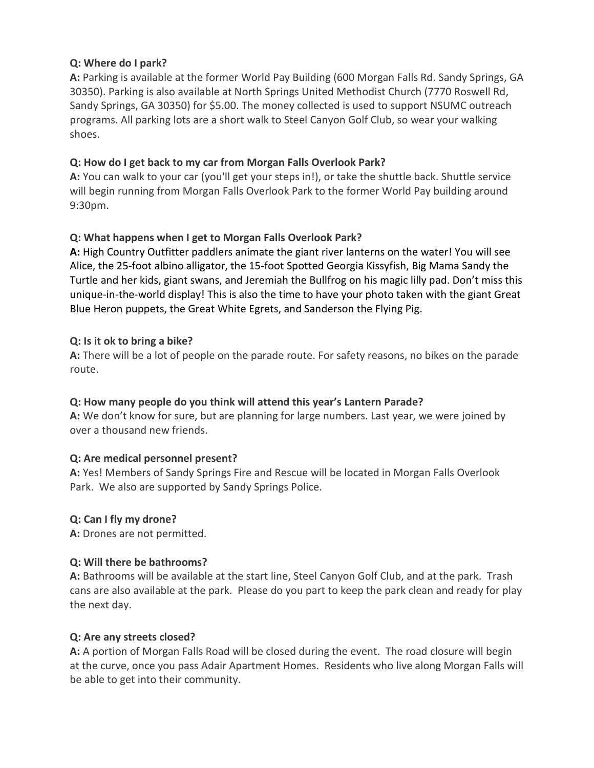**Q: Where do I park?**
**A:** Parking is available at the former World Pay Building (600 Morgan Falls Rd. Sandy Springs, GA 30350). Parking is also available at North Springs United Methodist Church (7770 Roswell Rd, Sandy Springs, GA 30350) for $5.00. The money collected is used to support NSUMC outreach programs. All parking lots are a short walk to Steel Canyon Golf Club, so wear your walking shoes.

**Q: How do I get back to my car from Morgan Falls Overlook Park?**
**A:** You can walk to your car (you'll get your steps in!), or take the shuttle back. Shuttle service will begin running from Morgan Falls Overlook Park to the former World Pay building around 9:30pm.

**Q: What happens when I get to Morgan Falls Overlook Park?**
**A:** High Country Outfitter paddlers animate the giant river lanterns on the water! You will see Alice, the 25-foot albino alligator, the 15-foot Spotted Georgia Kissyfish, Big Mama Sandy the Turtle and her kids, giant swans, and Jeremiah the Bullfrog on his magic lilly pad. Don't miss this unique-in-the-world display! This is also the time to have your photo taken with the giant Great Blue Heron puppets, the Great White Egrets, and Sanderson the Flying Pig.

**Q: Is it ok to bring a bike?**
**A:** There will be a lot of people on the parade route. For safety reasons, no bikes on the parade route.

**Q: How many people do you think will attend this year's Lantern Parade?**
**A:** We don't know for sure, but are planning for large numbers. Last year, we were joined by over a thousand new friends.

**Q: Are medical personnel present?**
**A:** Yes! Members of Sandy Springs Fire and Rescue will be located in Morgan Falls Overlook Park. We also are supported by Sandy Springs Police.

**Q: Can I fly my drone?**
**A:** Drones are not permitted.

**Q: Will there be bathrooms?**
**A:** Bathrooms will be available at the start line, Steel Canyon Golf Club, and at the park. Trash cans are also available at the park. Please do you part to keep the park clean and ready for play the next day.

**Q: Are any streets closed?**
**A:** A portion of Morgan Falls Road will be closed during the event. The road closure will begin at the curve, once you pass Adair Apartment Homes. Residents who live along Morgan Falls will be able to get into their community.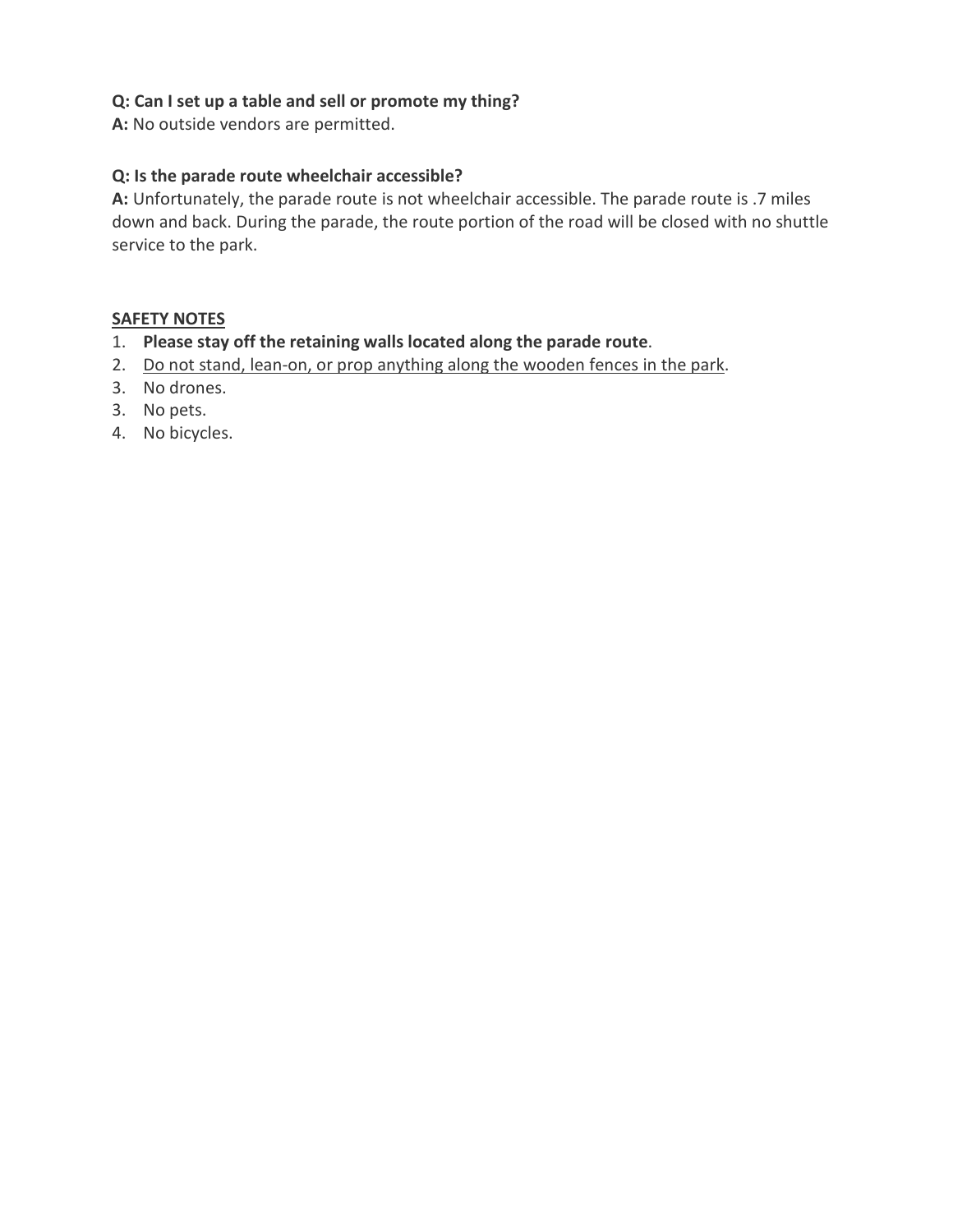**Q: Can I set up a table and sell or promote my thing?**
**A:** No outside vendors are permitted.

**Q: Is the parade route wheelchair accessible?**
**A:** Unfortunately, the parade route is not wheelchair accessible. The parade route is .7 miles down and back. During the parade, the route portion of the road will be closed with no shuttle service to the park.

**SAFETY NOTES**

1. **Please stay off the retaining walls located along the parade route**.
2. Do not stand, lean-on, or prop anything along the wooden fences in the park.
3. No drones.
3. No pets.
4. No bicycles.